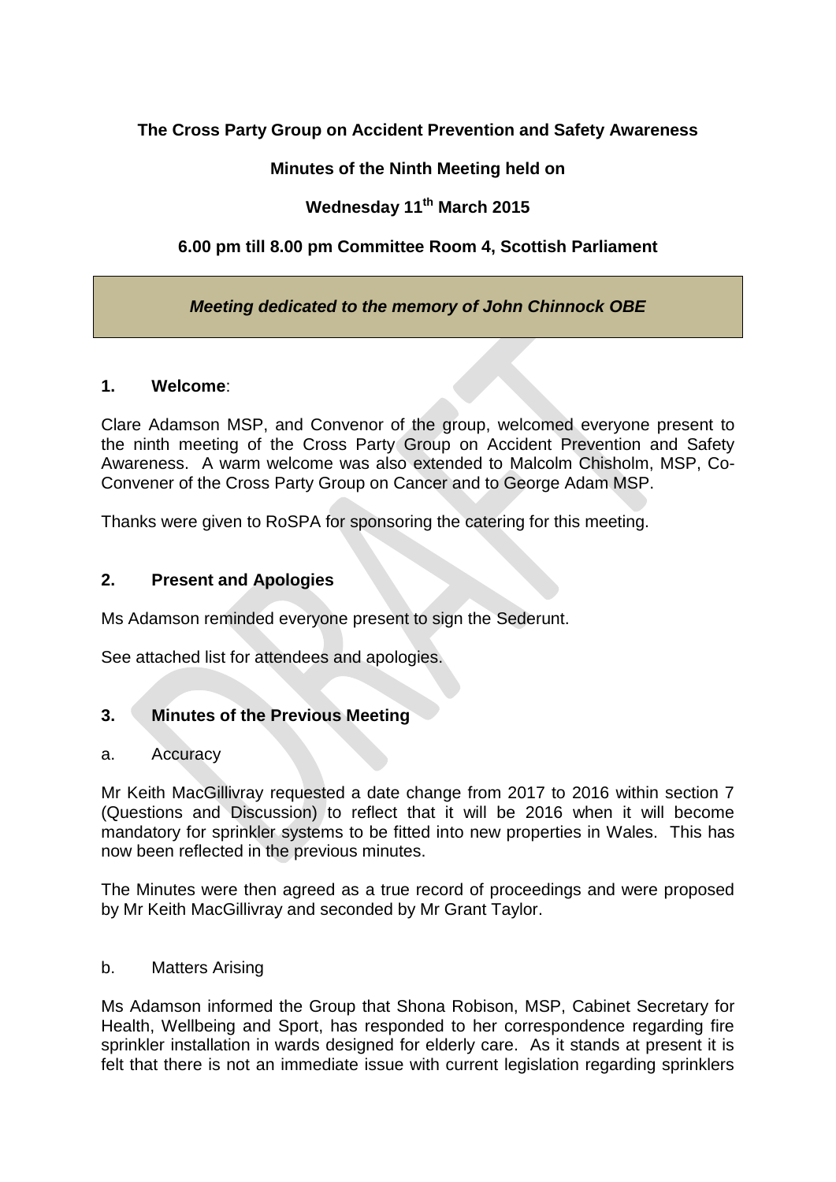**The Cross Party Group on Accident Prevention and Safety Awareness**

**Minutes of the Ninth Meeting held on**

**Wednesday 11th March 2015**

**6.00 pm till 8.00 pm Committee Room 4, Scottish Parliament**

***Meeting dedicated to the memory of John Chinnock OBE***

## 1. Welcome:

Clare Adamson MSP, and Convenor of the group, welcomed everyone present to the ninth meeting of the Cross Party Group on Accident Prevention and Safety Awareness. A warm welcome was also extended to Malcolm Chisholm, MSP, Co-Convener of the Cross Party Group on Cancer and to George Adam MSP.

Thanks were given to RoSPA for sponsoring the catering for this meeting.

## 2. Present and Apologies

Ms Adamson reminded everyone present to sign the Sederunt.

See attached list for attendees and apologies.

## 3. Minutes of the Previous Meeting

a. Accuracy

Mr Keith MacGillivray requested a date change from 2017 to 2016 within section 7 (Questions and Discussion) to reflect that it will be 2016 when it will become mandatory for sprinkler systems to be fitted into new properties in Wales. This has now been reflected in the previous minutes.

The Minutes were then agreed as a true record of proceedings and were proposed by Mr Keith MacGillivray and seconded by Mr Grant Taylor.

b. Matters Arising

Ms Adamson informed the Group that Shona Robison, MSP, Cabinet Secretary for Health, Wellbeing and Sport, has responded to her correspondence regarding fire sprinkler installation in wards designed for elderly care. As it stands at present it is felt that there is not an immediate issue with current legislation regarding sprinklers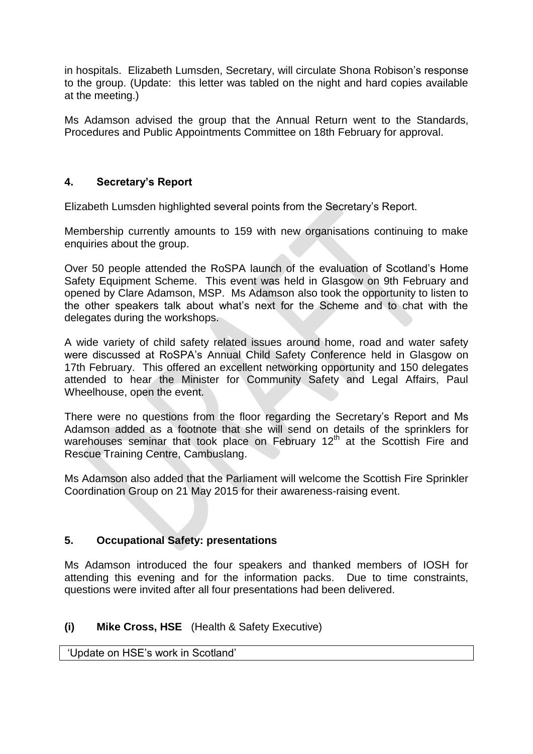in hospitals. Elizabeth Lumsden, Secretary, will circulate Shona Robison's response to the group. (Update: this letter was tabled on the night and hard copies available at the meeting.)

Ms Adamson advised the group that the Annual Return went to the Standards, Procedures and Public Appointments Committee on 18th February for approval.

## 4. Secretary's Report

Elizabeth Lumsden highlighted several points from the Secretary's Report.

Membership currently amounts to 159 with new organisations continuing to make enquiries about the group.

Over 50 people attended the RoSPA launch of the evaluation of Scotland's Home Safety Equipment Scheme. This event was held in Glasgow on 9th February and opened by Clare Adamson, MSP. Ms Adamson also took the opportunity to listen to the other speakers talk about what's next for the Scheme and to chat with the delegates during the workshops.

A wide variety of child safety related issues around home, road and water safety were discussed at RoSPA's Annual Child Safety Conference held in Glasgow on 17th February. This offered an excellent networking opportunity and 150 delegates attended to hear the Minister for Community Safety and Legal Affairs, Paul Wheelhouse, open the event.

There were no questions from the floor regarding the Secretary's Report and Ms Adamson added as a footnote that she will send on details of the sprinklers for warehouses seminar that took place on February 12th at the Scottish Fire and Rescue Training Centre, Cambuslang.

Ms Adamson also added that the Parliament will welcome the Scottish Fire Sprinkler Coordination Group on 21 May 2015 for their awareness-raising event.

## 5. Occupational Safety: presentations

Ms Adamson introduced the four speakers and thanked members of IOSH for attending this evening and for the information packs. Due to time constraints, questions were invited after all four presentations had been delivered.

### (i) Mike Cross, HSE (Health & Safety Executive)

'Update on HSE's work in Scotland'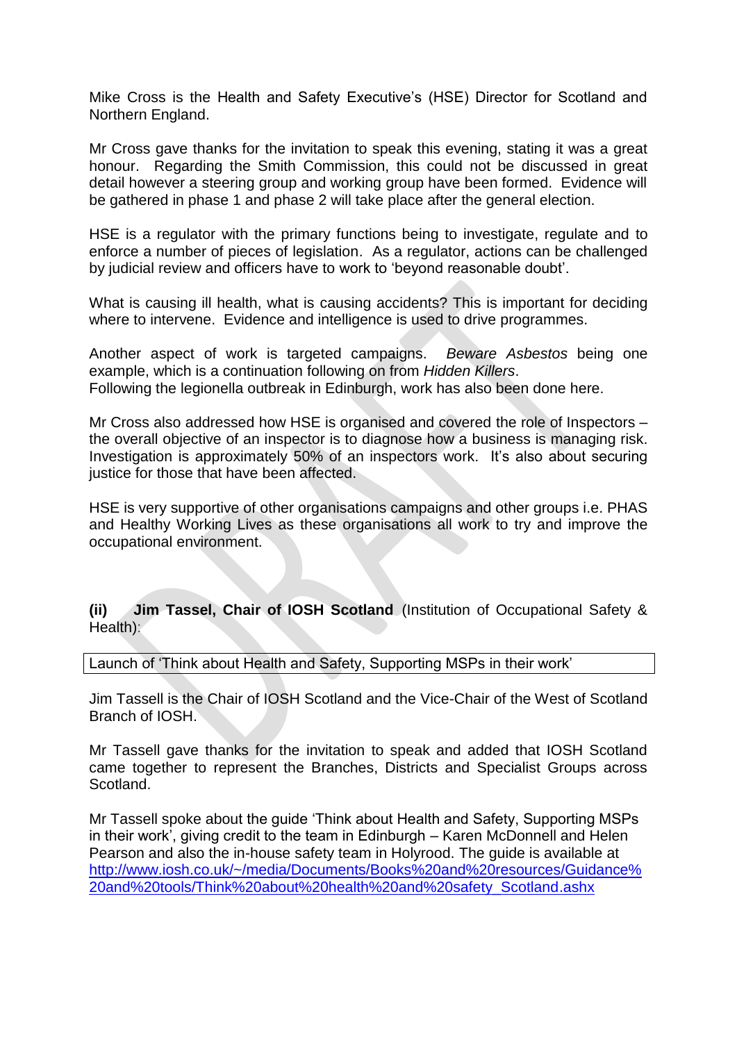Mike Cross is the Health and Safety Executive's (HSE) Director for Scotland and Northern England.

Mr Cross gave thanks for the invitation to speak this evening, stating it was a great honour. Regarding the Smith Commission, this could not be discussed in great detail however a steering group and working group have been formed. Evidence will be gathered in phase 1 and phase 2 will take place after the general election.

HSE is a regulator with the primary functions being to investigate, regulate and to enforce a number of pieces of legislation. As a regulator, actions can be challenged by judicial review and officers have to work to 'beyond reasonable doubt'.

What is causing ill health, what is causing accidents? This is important for deciding where to intervene. Evidence and intelligence is used to drive programmes.

Another aspect of work is targeted campaigns. *Beware Asbestos* being one example, which is a continuation following on from *Hidden Killers*.
Following the legionella outbreak in Edinburgh, work has also been done here.

Mr Cross also addressed how HSE is organised and covered the role of Inspectors – the overall objective of an inspector is to diagnose how a business is managing risk. Investigation is approximately 50% of an inspectors work. It's also about securing justice for those that have been affected.

HSE is very supportive of other organisations campaigns and other groups i.e. PHAS and Healthy Working Lives as these organisations all work to try and improve the occupational environment.

**(ii) Jim Tassel, Chair of IOSH Scotland** (Institution of Occupational Safety & Health):

Launch of 'Think about Health and Safety, Supporting MSPs in their work'

Jim Tassell is the Chair of IOSH Scotland and the Vice-Chair of the West of Scotland Branch of IOSH.

Mr Tassell gave thanks for the invitation to speak and added that IOSH Scotland came together to represent the Branches, Districts and Specialist Groups across Scotland.

Mr Tassell spoke about the guide 'Think about Health and Safety, Supporting MSPs in their work', giving credit to the team in Edinburgh – Karen McDonnell and Helen Pearson and also the in-house safety team in Holyrood. The guide is available at http://www.iosh.co.uk/~/media/Documents/Books%20and%20resources/Guidance%20and%20tools/Think%20about%20health%20and%20safety_Scotland.ashx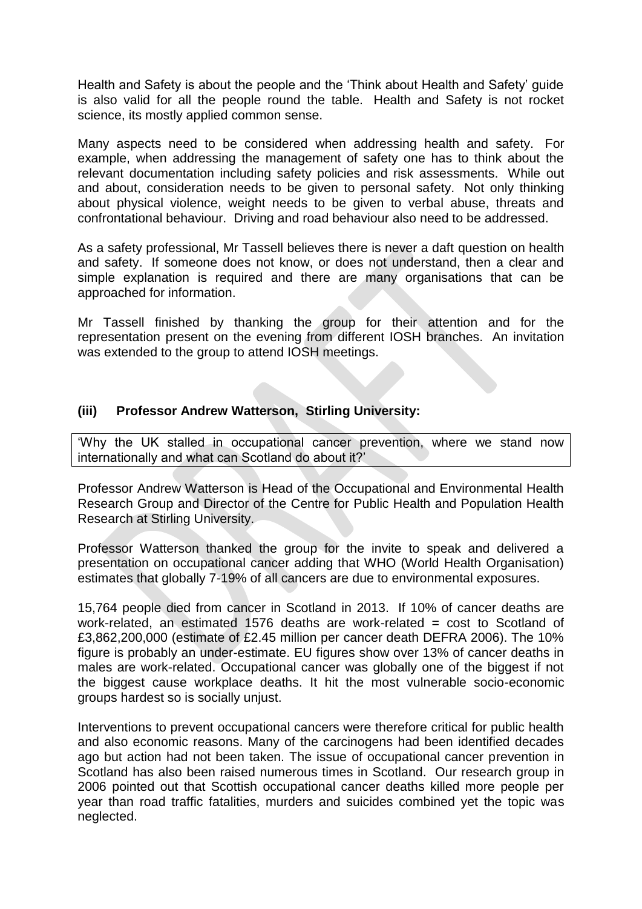Health and Safety is about the people and the 'Think about Health and Safety' guide is also valid for all the people round the table. Health and Safety is not rocket science, its mostly applied common sense.

Many aspects need to be considered when addressing health and safety. For example, when addressing the management of safety one has to think about the relevant documentation including safety policies and risk assessments. While out and about, consideration needs to be given to personal safety. Not only thinking about physical violence, weight needs to be given to verbal abuse, threats and confrontational behaviour. Driving and road behaviour also need to be addressed.

As a safety professional, Mr Tassell believes there is never a daft question on health and safety. If someone does not know, or does not understand, then a clear and simple explanation is required and there are many organisations that can be approached for information.

Mr Tassell finished by thanking the group for their attention and for the representation present on the evening from different IOSH branches. An invitation was extended to the group to attend IOSH meetings.

### (iii) Professor Andrew Watterson, Stirling University:

'Why the UK stalled in occupational cancer prevention, where we stand now internationally and what can Scotland do about it?'

Professor Andrew Watterson is Head of the Occupational and Environmental Health Research Group and Director of the Centre for Public Health and Population Health Research at Stirling University.

Professor Watterson thanked the group for the invite to speak and delivered a presentation on occupational cancer adding that WHO (World Health Organisation) estimates that globally 7-19% of all cancers are due to environmental exposures.

15,764 people died from cancer in Scotland in 2013. If 10% of cancer deaths are work-related, an estimated 1576 deaths are work-related = cost to Scotland of £3,862,200,000 (estimate of £2.45 million per cancer death DEFRA 2006). The 10% figure is probably an under-estimate. EU figures show over 13% of cancer deaths in males are work-related. Occupational cancer was globally one of the biggest if not the biggest cause workplace deaths. It hit the most vulnerable socio-economic groups hardest so is socially unjust.

Interventions to prevent occupational cancers were therefore critical for public health and also economic reasons. Many of the carcinogens had been identified decades ago but action had not been taken. The issue of occupational cancer prevention in Scotland has also been raised numerous times in Scotland. Our research group in 2006 pointed out that Scottish occupational cancer deaths killed more people per year than road traffic fatalities, murders and suicides combined yet the topic was neglected.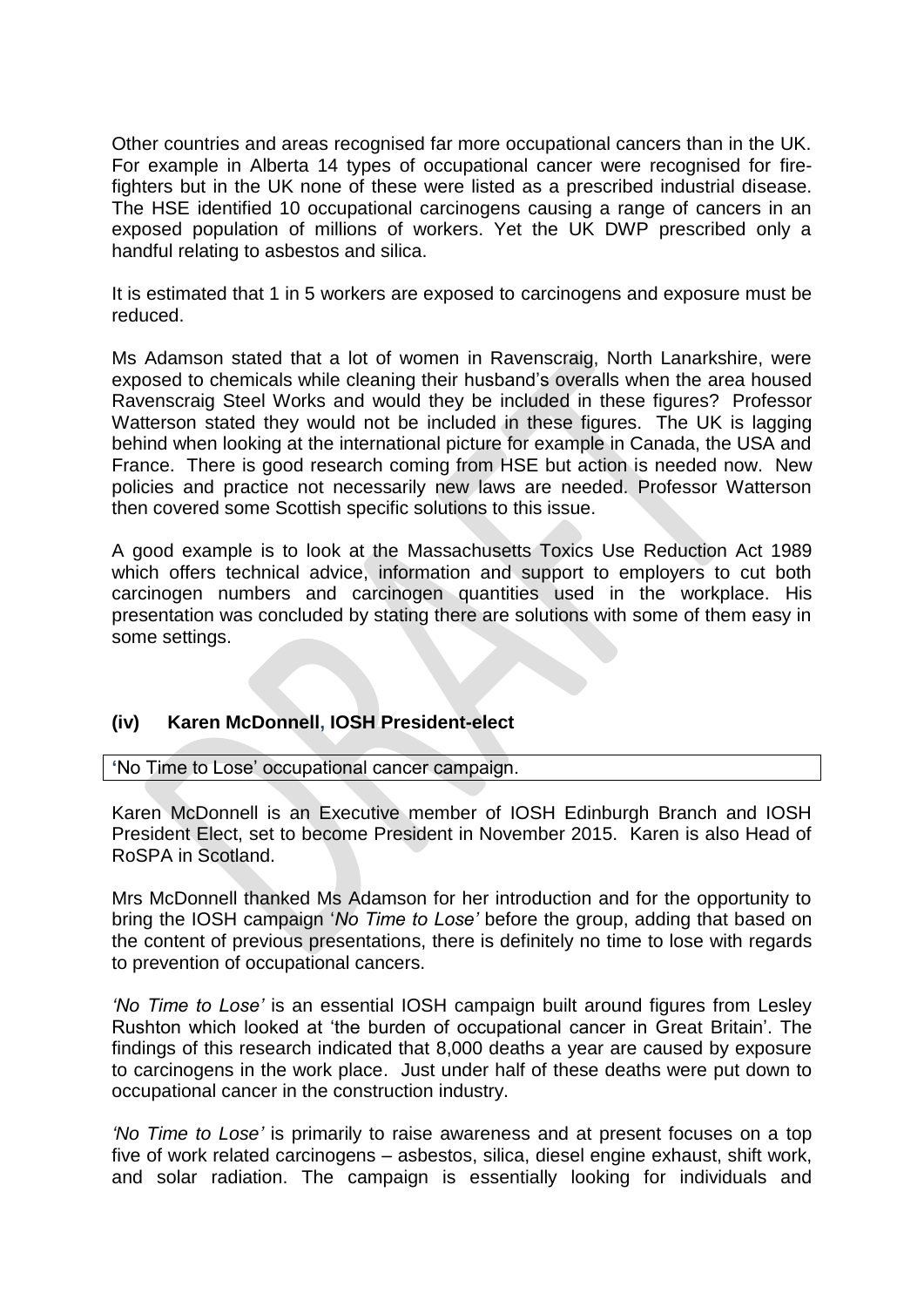Other countries and areas recognised far more occupational cancers than in the UK. For example in Alberta 14 types of occupational cancer were recognised for fire-fighters but in the UK none of these were listed as a prescribed industrial disease. The HSE identified 10 occupational carcinogens causing a range of cancers in an exposed population of millions of workers. Yet the UK DWP prescribed only a handful relating to asbestos and silica.

It is estimated that 1 in 5 workers are exposed to carcinogens and exposure must be reduced.

Ms Adamson stated that a lot of women in Ravenscraig, North Lanarkshire, were exposed to chemicals while cleaning their husband's overalls when the area housed Ravenscraig Steel Works and would they be included in these figures? Professor Watterson stated they would not be included in these figures. The UK is lagging behind when looking at the international picture for example in Canada, the USA and France. There is good research coming from HSE but action is needed now. New policies and practice not necessarily new laws are needed. Professor Watterson then covered some Scottish specific solutions to this issue.

A good example is to look at the Massachusetts Toxics Use Reduction Act 1989 which offers technical advice, information and support to employers to cut both carcinogen numbers and carcinogen quantities used in the workplace. His presentation was concluded by stating there are solutions with some of them easy in some settings.

### (iv) Karen McDonnell, IOSH President-elect

'No Time to Lose' occupational cancer campaign.

Karen McDonnell is an Executive member of IOSH Edinburgh Branch and IOSH President Elect, set to become President in November 2015. Karen is also Head of RoSPA in Scotland.

Mrs McDonnell thanked Ms Adamson for her introduction and for the opportunity to bring the IOSH campaign '*No Time to Lose'* before the group, adding that based on the content of previous presentations, there is definitely no time to lose with regards to prevention of occupational cancers.

*'No Time to Lose'* is an essential IOSH campaign built around figures from Lesley Rushton which looked at 'the burden of occupational cancer in Great Britain'. The findings of this research indicated that 8,000 deaths a year are caused by exposure to carcinogens in the work place. Just under half of these deaths were put down to occupational cancer in the construction industry.

*'No Time to Lose'* is primarily to raise awareness and at present focuses on a top five of work related carcinogens – asbestos, silica, diesel engine exhaust, shift work, and solar radiation. The campaign is essentially looking for individuals and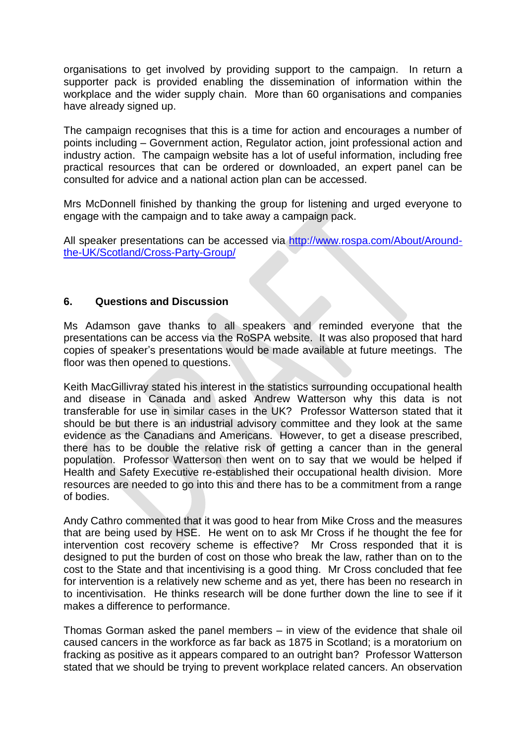organisations to get involved by providing support to the campaign. In return a supporter pack is provided enabling the dissemination of information within the workplace and the wider supply chain. More than 60 organisations and companies have already signed up.

The campaign recognises that this is a time for action and encourages a number of points including – Government action, Regulator action, joint professional action and industry action. The campaign website has a lot of useful information, including free practical resources that can be ordered or downloaded, an expert panel can be consulted for advice and a national action plan can be accessed.

Mrs McDonnell finished by thanking the group for listening and urged everyone to engage with the campaign and to take away a campaign pack.

All speaker presentations can be accessed via [http://www.rospa.com/About/Around-the-UK/Scotland/Cross-Party-Group/](http://www.rospa.com/About/Around-the-UK/Scotland/Cross-Party-Group/)

### 6. Questions and Discussion

Ms Adamson gave thanks to all speakers and reminded everyone that the presentations can be access via the RoSPA website. It was also proposed that hard copies of speaker's presentations would be made available at future meetings. The floor was then opened to questions.

Keith MacGillivray stated his interest in the statistics surrounding occupational health and disease in Canada and asked Andrew Watterson why this data is not transferable for use in similar cases in the UK? Professor Watterson stated that it should be but there is an industrial advisory committee and they look at the same evidence as the Canadians and Americans. However, to get a disease prescribed, there has to be double the relative risk of getting a cancer than in the general population. Professor Watterson then went on to say that we would be helped if Health and Safety Executive re-established their occupational health division. More resources are needed to go into this and there has to be a commitment from a range of bodies.

Andy Cathro commented that it was good to hear from Mike Cross and the measures that are being used by HSE. He went on to ask Mr Cross if he thought the fee for intervention cost recovery scheme is effective? Mr Cross responded that it is designed to put the burden of cost on those who break the law, rather than on to the cost to the State and that incentivising is a good thing. Mr Cross concluded that fee for intervention is a relatively new scheme and as yet, there has been no research in to incentivisation. He thinks research will be done further down the line to see if it makes a difference to performance.

Thomas Gorman asked the panel members – in view of the evidence that shale oil caused cancers in the workforce as far back as 1875 in Scotland; is a moratorium on fracking as positive as it appears compared to an outright ban? Professor Watterson stated that we should be trying to prevent workplace related cancers. An observation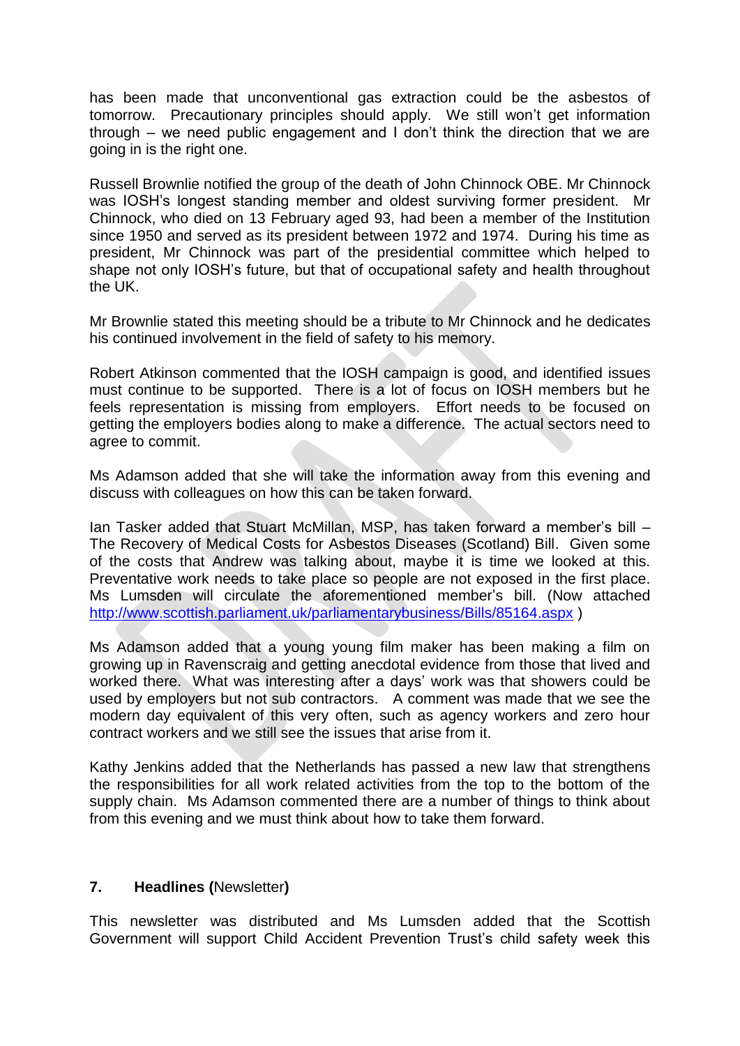has been made that unconventional gas extraction could be the asbestos of tomorrow. Precautionary principles should apply. We still won't get information through – we need public engagement and I don't think the direction that we are going in is the right one.

Russell Brownlie notified the group of the death of John Chinnock OBE. Mr Chinnock was IOSH's longest standing member and oldest surviving former president. Mr Chinnock, who died on 13 February aged 93, had been a member of the Institution since 1950 and served as its president between 1972 and 1974. During his time as president, Mr Chinnock was part of the presidential committee which helped to shape not only IOSH's future, but that of occupational safety and health throughout the UK.

Mr Brownlie stated this meeting should be a tribute to Mr Chinnock and he dedicates his continued involvement in the field of safety to his memory.

Robert Atkinson commented that the IOSH campaign is good, and identified issues must continue to be supported. There is a lot of focus on IOSH members but he feels representation is missing from employers. Effort needs to be focused on getting the employers bodies along to make a difference. The actual sectors need to agree to commit.

Ms Adamson added that she will take the information away from this evening and discuss with colleagues on how this can be taken forward.

Ian Tasker added that Stuart McMillan, MSP, has taken forward a member's bill – The Recovery of Medical Costs for Asbestos Diseases (Scotland) Bill. Given some of the costs that Andrew was talking about, maybe it is time we looked at this. Preventative work needs to take place so people are not exposed in the first place. Ms Lumsden will circulate the aforementioned member's bill. (Now attached http://www.scottish.parliament.uk/parliamentarybusiness/Bills/85164.aspx )

Ms Adamson added that a young young film maker has been making a film on growing up in Ravenscraig and getting anecdotal evidence from those that lived and worked there. What was interesting after a days' work was that showers could be used by employers but not sub contractors. A comment was made that we see the modern day equivalent of this very often, such as agency workers and zero hour contract workers and we still see the issues that arise from it.

Kathy Jenkins added that the Netherlands has passed a new law that strengthens the responsibilities for all work related activities from the top to the bottom of the supply chain. Ms Adamson commented there are a number of things to think about from this evening and we must think about how to take them forward.

### 7. **Headlines (**Newsletter**)**

This newsletter was distributed and Ms Lumsden added that the Scottish Government will support Child Accident Prevention Trust's child safety week this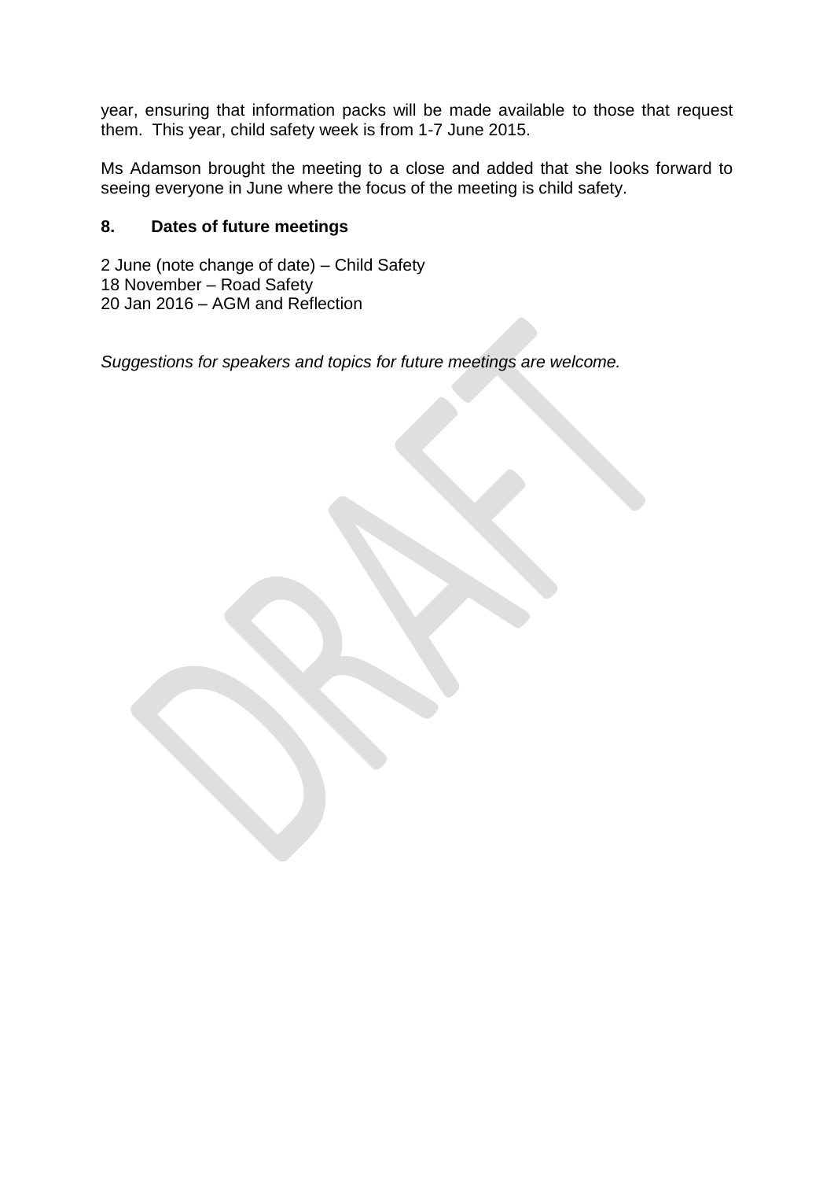year, ensuring that information packs will be made available to those that request them. This year, child safety week is from 1-7 June 2015.

Ms Adamson brought the meeting to a close and added that she looks forward to seeing everyone in June where the focus of the meeting is child safety.

**8. Dates of future meetings**

2 June (note change of date) – Child Safety
18 November – Road Safety
20 Jan 2016 – AGM and Reflection

*Suggestions for speakers and topics for future meetings are welcome.*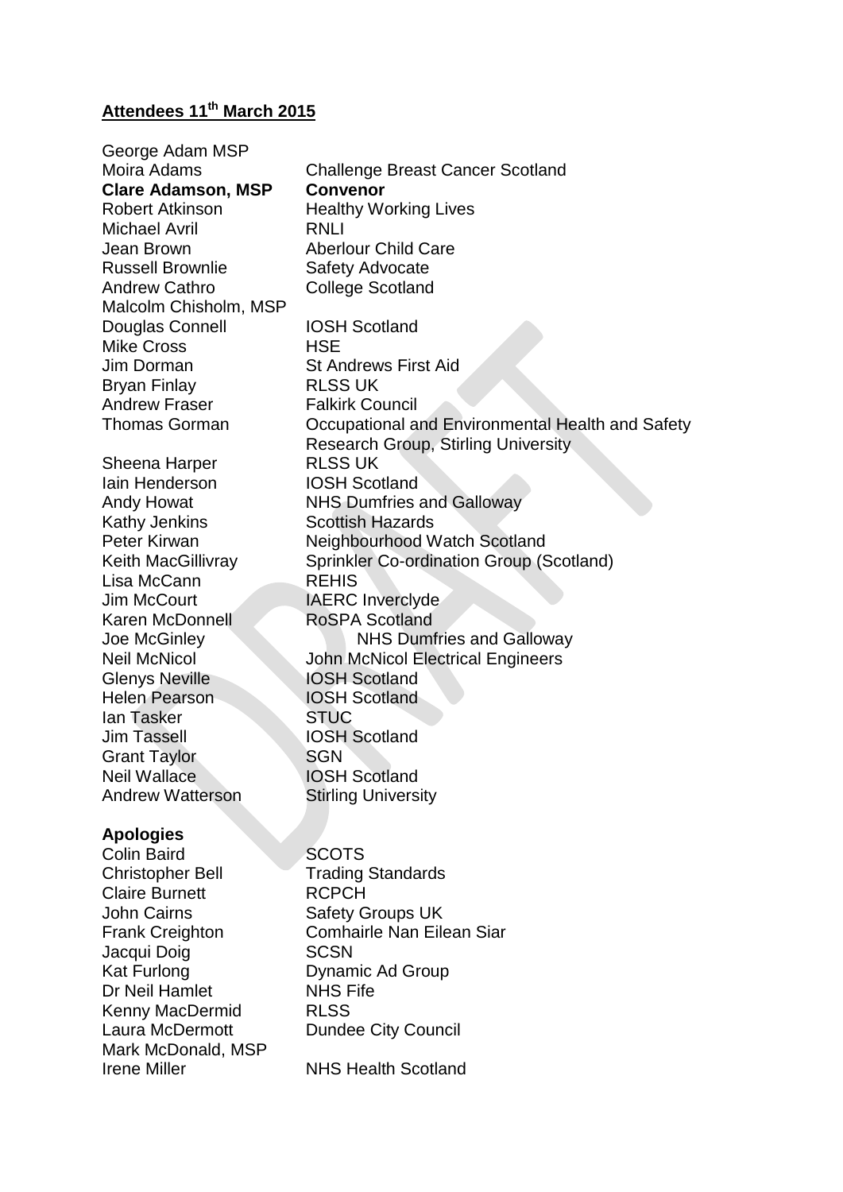## Attendees 11th March 2015

| | |
|---|---|
| George Adam MSP | |
| Moira Adams | Challenge Breast Cancer Scotland |
| **Clare Adamson, MSP** | **Convenor** |
| Robert Atkinson | Healthy Working Lives |
| Michael Avril | RNLI |
| Jean Brown | Aberlour Child Care |
| Russell Brownlie | Safety Advocate |
| Andrew Cathro | College Scotland |
| Malcolm Chisholm, MSP | |
| Douglas Connell | IOSH Scotland |
| Mike Cross | HSE |
| Jim Dorman | St Andrews First Aid |
| Bryan Finlay | RLSS UK |
| Andrew Fraser | Falkirk Council |
| Thomas Gorman | Occupational and Environmental Health and Safety Research Group, Stirling University |
| Sheena Harper | RLSS UK |
| Iain Henderson | IOSH Scotland |
| Andy Howat | NHS Dumfries and Galloway |
| Kathy Jenkins | Scottish Hazards |
| Peter Kirwan | Neighbourhood Watch Scotland |
| Keith MacGillivray | Sprinkler Co-ordination Group (Scotland) |
| Lisa McCann | REHIS |
| Jim McCourt | IAERC Inverclyde |
| Karen McDonnell | RoSPA Scotland |
| Joe McGinley | NHS Dumfries and Galloway |
| Neil McNicol | John McNicol Electrical Engineers |
| Glenys Neville | IOSH Scotland |
| Helen Pearson | IOSH Scotland |
| Ian Tasker | STUC |
| Jim Tassell | IOSH Scotland |
| Grant Taylor | SGN |
| Neil Wallace | IOSH Scotland |
| Andrew Watterson | Stirling University |

**Apologies**

| | |
|---|---|
| Colin Baird | SCOTS |
| Christopher Bell | Trading Standards |
| Claire Burnett | RCPCH |
| John Cairns | Safety Groups UK |
| Frank Creighton | Comhairle Nan Eilean Siar |
| Jacqui Doig | SCSN |
| Kat Furlong | Dynamic Ad Group |
| Dr Neil Hamlet | NHS Fife |
| Kenny MacDermid | RLSS |
| Laura McDermott | Dundee City Council |
| Mark McDonald, MSP | |
| Irene Miller | NHS Health Scotland |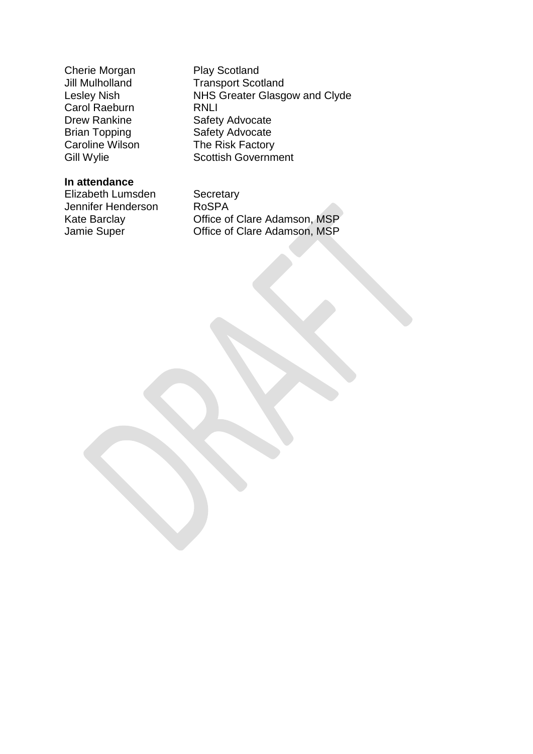| | |
|---|---|
| Cherie Morgan | Play Scotland |
| Jill Mulholland | Transport Scotland |
| Lesley Nish | NHS Greater Glasgow and Clyde |
| Carol Raeburn | RNLI |
| Drew Rankine | Safety Advocate |
| Brian Topping | Safety Advocate |
| Caroline Wilson | The Risk Factory |
| Gill Wylie | Scottish Government |

**In attendance**

| | |
|---|---|
| Elizabeth Lumsden | Secretary |
| Jennifer Henderson | RoSPA |
| Kate Barclay | Office of Clare Adamson, MSP |
| Jamie Super | Office of Clare Adamson, MSP |

DRAFT